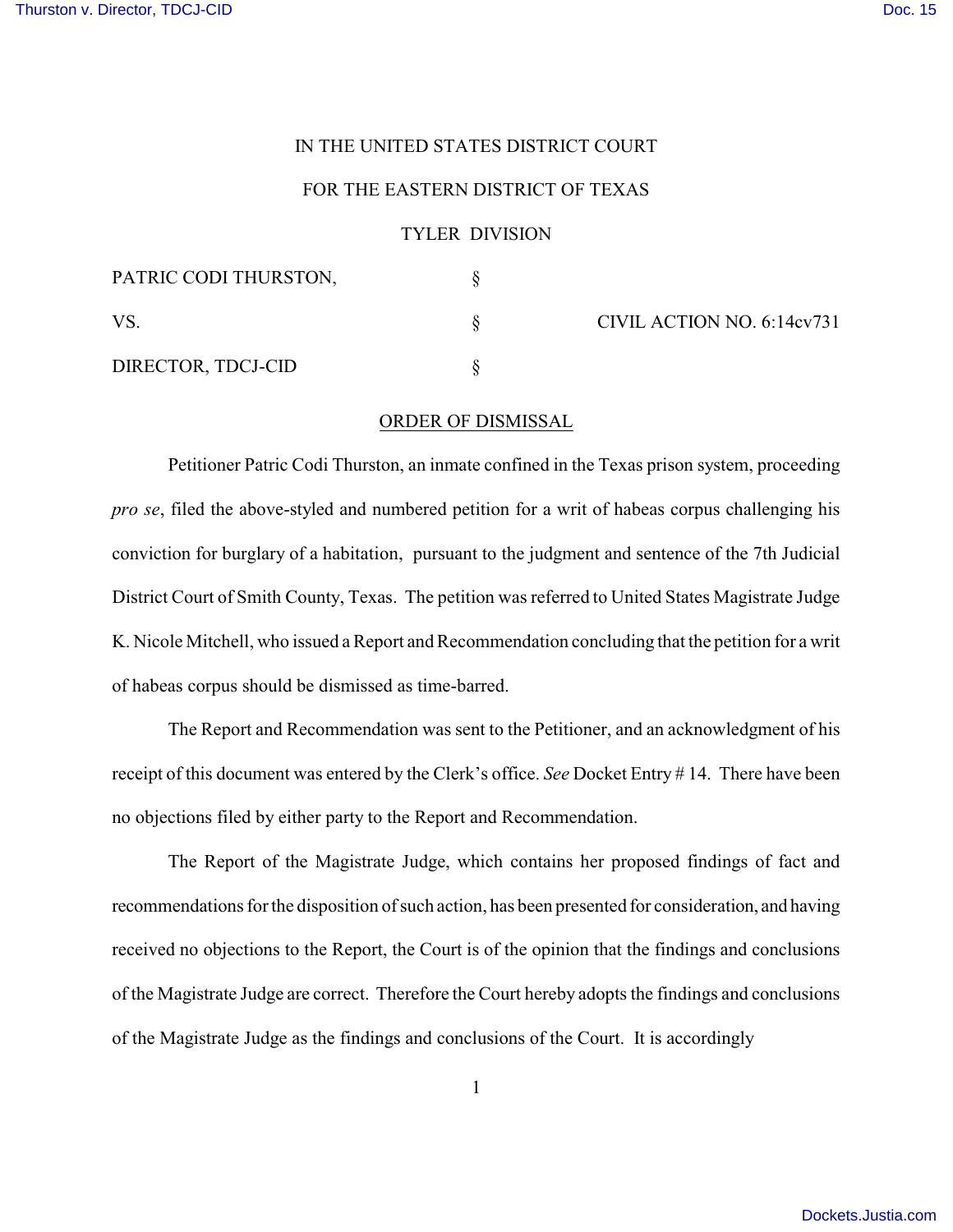IN THE UNITED STATES DISTRICT COURT

FOR THE EASTERN DISTRICT OF TEXAS

TYLER DIVISION

| | | |
|---|---|---|
| PATRIC CODI THURSTON, | § | |
| VS. | § | CIVIL ACTION NO. 6:14cv731 |
| DIRECTOR, TDCJ-CID | § | |

ORDER OF DISMISSAL

Petitioner Patric Codi Thurston, an inmate confined in the Texas prison system, proceeding *pro se*, filed the above-styled and numbered petition for a writ of habeas corpus challenging his conviction for burglary of a habitation, pursuant to the judgment and sentence of the 7th Judicial District Court of Smith County, Texas. The petition was referred to United States Magistrate Judge K. Nicole Mitchell, who issued a Report and Recommendation concluding that the petition for a writ of habeas corpus should be dismissed as time-barred.

The Report and Recommendation was sent to the Petitioner, and an acknowledgment of his receipt of this document was entered by the Clerk's office. *See* Docket Entry # 14. There have been no objections filed by either party to the Report and Recommendation.

The Report of the Magistrate Judge, which contains her proposed findings of fact and recommendations for the disposition of such action, has been presented for consideration, and having received no objections to the Report, the Court is of the opinion that the findings and conclusions of the Magistrate Judge are correct. Therefore the Court hereby adopts the findings and conclusions of the Magistrate Judge as the findings and conclusions of the Court. It is accordingly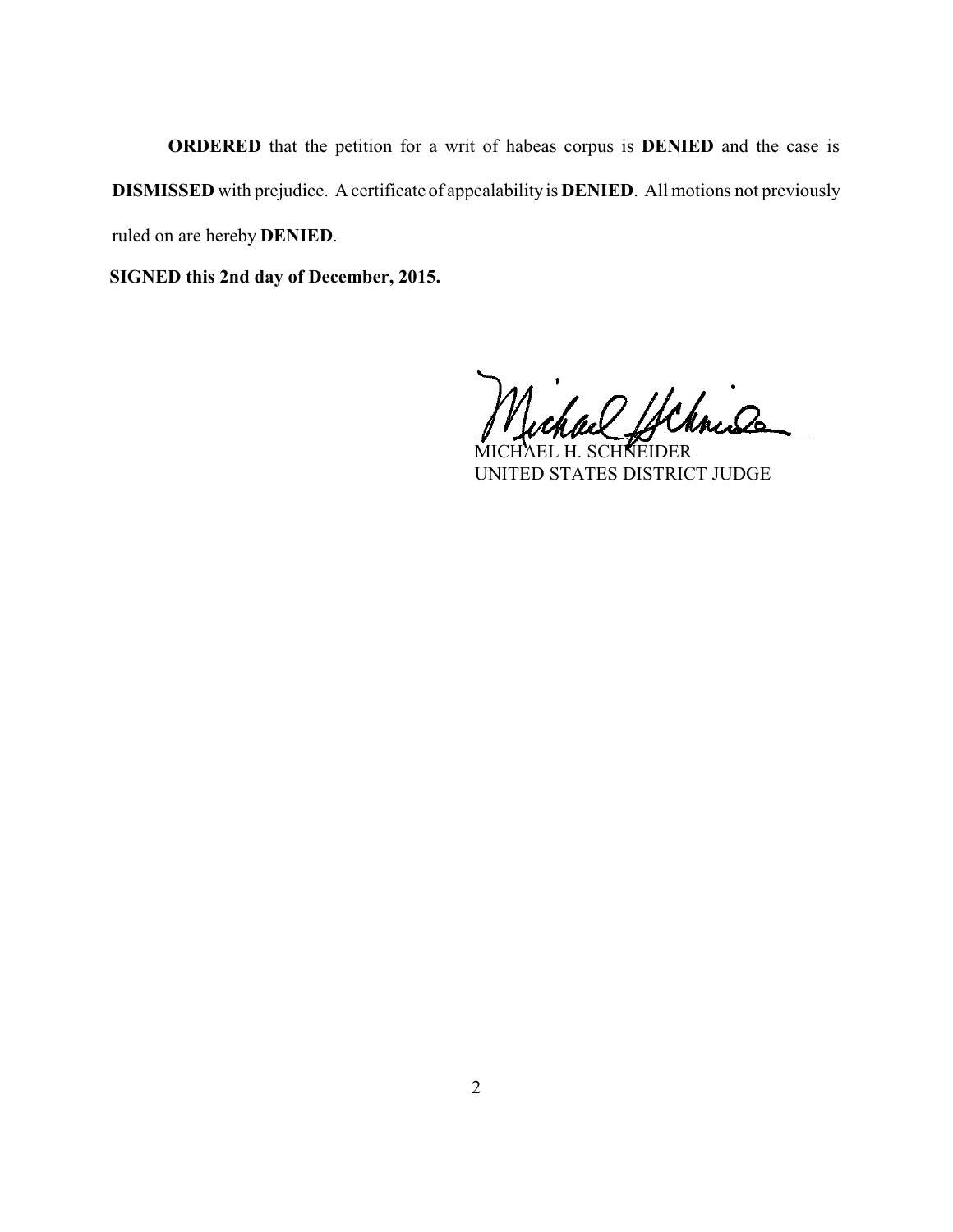**ORDERED** that the petition for a writ of habeas corpus is **DENIED** and the case is **DISMISSED** with prejudice. A certificate of appealability is **DENIED**. All motions not previously ruled on are hereby **DENIED**.

**SIGNED this 2nd day of December, 2015.**

MICHAEL H. SCHNEIDER
UNITED STATES DISTRICT JUDGE